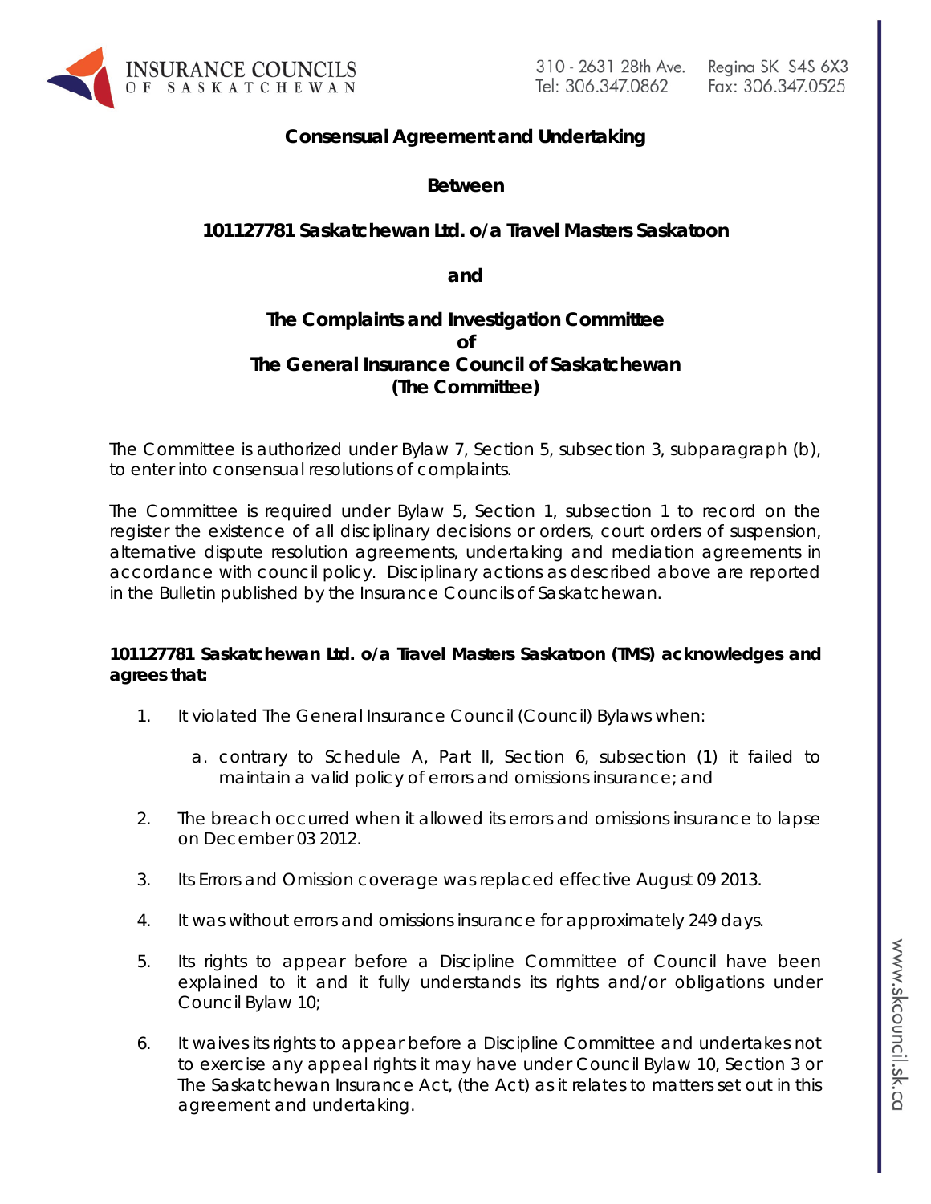# Consensual Agreement and Undertaking

**Between**

**101127781 Saskatchewan Ltd. o/a Travel Masters Saskatoon**

**and**

**The Complaints and Investigation Committee**
**of**
**The General Insurance Council of Saskatchewan**
**(The Committee)**

The Committee is authorized under Bylaw 7, Section 5, subsection 3, subparagraph (b), to enter into consensual resolutions of complaints.

The Committee is required under Bylaw 5, Section 1, subsection 1 to record on the register the existence of all disciplinary decisions or orders, court orders of suspension, alternative dispute resolution agreements, undertaking and mediation agreements in accordance with council policy. Disciplinary actions as described above are reported in the Bulletin published by the Insurance Councils of Saskatchewan.

**101127781 Saskatchewan Ltd. o/a Travel Masters Saskatoon (TMS) acknowledges and agrees that:**

1. It violated The General Insurance Council (Council) Bylaws when:

   a. contrary to Schedule A, Part II, Section 6, subsection (1) it failed to maintain a valid policy of errors and omissions insurance; and

2. The breach occurred when it allowed its errors and omissions insurance to lapse on December 03 2012.

3. Its Errors and Omission coverage was replaced effective August 09 2013.

4. It was without errors and omissions insurance for approximately 249 days.

5. Its rights to appear before a Discipline Committee of Council have been explained to it and it fully understands its rights and/or obligations under Council Bylaw 10;

6. It waives its rights to appear before a Discipline Committee and undertakes not to exercise any appeal rights it may have under Council Bylaw 10, Section 3 or The Saskatchewan Insurance Act, (the Act) as it relates to matters set out in this agreement and undertaking.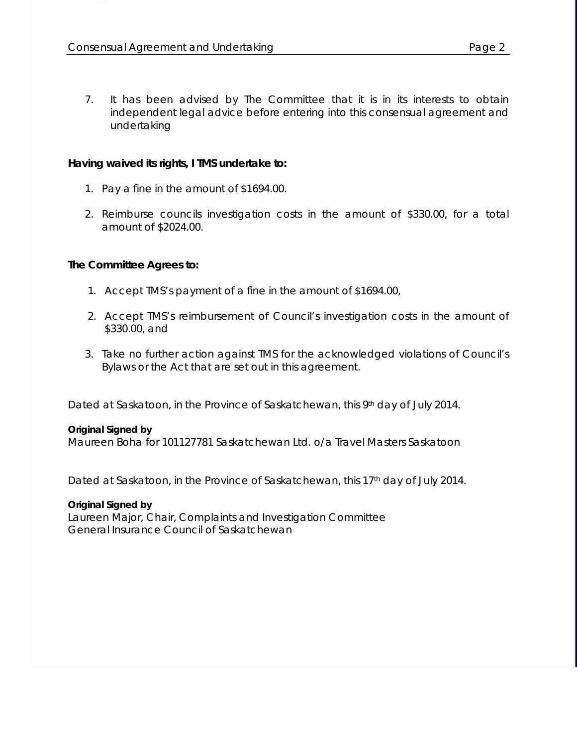7. It has been advised by The Committee that it is in its interests to obtain independent legal advice before entering into this consensual agreement and undertaking

**Having waived its rights, I TMS undertake to:**

1. Pay a fine in the amount of $1694.00.

2. Reimburse councils investigation costs in the amount of $330.00, for a total amount of $2024.00.

**The Committee Agrees to:**

1. Accept TMS's payment of a fine in the amount of $1694.00,

2. Accept TMS's reimbursement of Council's investigation costs in the amount of $330.00, and

3. Take no further action against TMS for the acknowledged violations of Council's Bylaws or the Act that are set out in this agreement.

Dated at Saskatoon, in the Province of Saskatchewan, this 9th day of July 2014.

**Original Signed by**
Maureen Boha for 101127781 Saskatchewan Ltd. o/a Travel Masters Saskatoon

Dated at Saskatoon, in the Province of Saskatchewan, this 17th day of July 2014.

**Original Signed by**
Laureen Major, Chair, Complaints and Investigation Committee
General Insurance Council of Saskatchewan